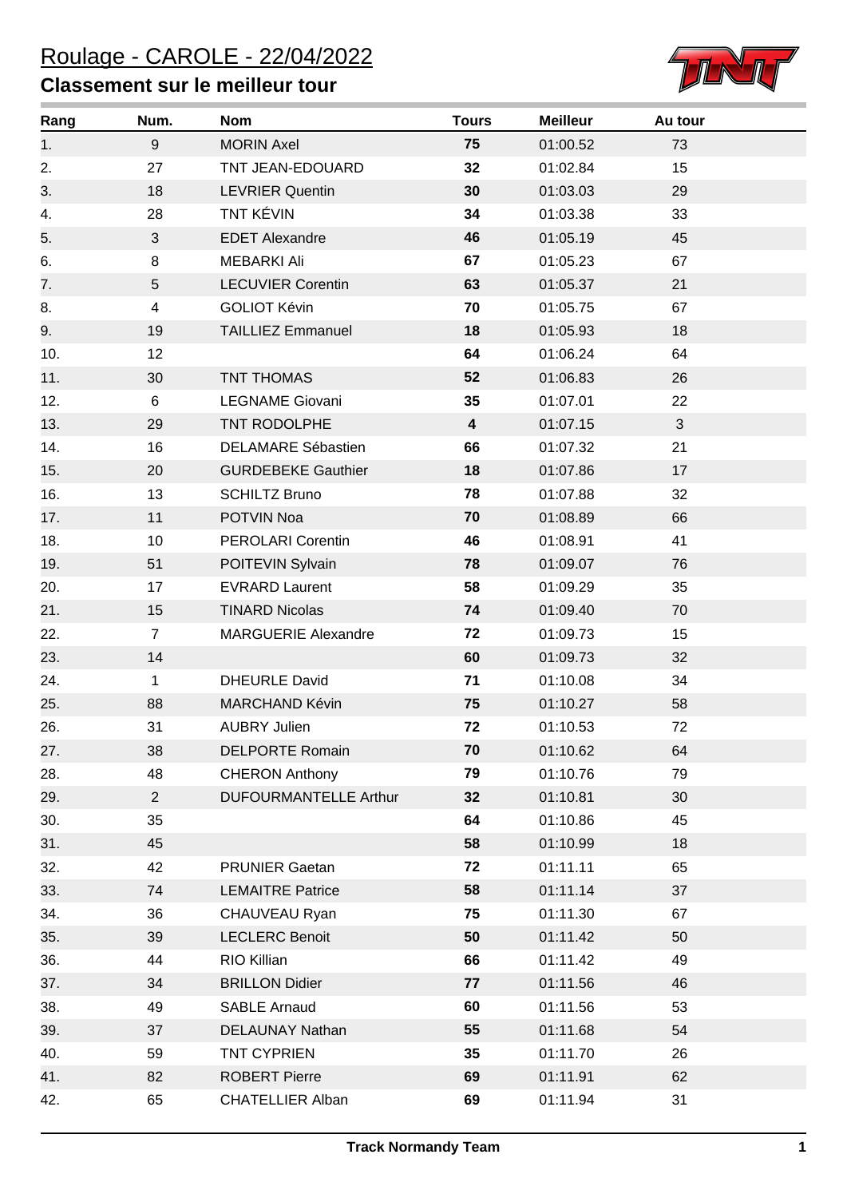# Roulage - CAROLE - 22/04/2022

## Classement sur le meilleur tour

| Rang | Num. | Nom | Tours | Meilleur | Au tour |
|---|---|---|---|---|---|
| 1. | 9 | MORIN Axel | **75** | 01:00.52 | 73 |
| 2. | 27 | TNT JEAN-EDOUARD | **32** | 01:02.84 | 15 |
| 3. | 18 | LEVRIER Quentin | **30** | 01:03.03 | 29 |
| 4. | 28 | TNT KÉVIN | **34** | 01:03.38 | 33 |
| 5. | 3 | EDET Alexandre | **46** | 01:05.19 | 45 |
| 6. | 8 | MEBARKI Ali | **67** | 01:05.23 | 67 |
| 7. | 5 | LECUVIER Corentin | **63** | 01:05.37 | 21 |
| 8. | 4 | GOLIOT Kévin | **70** | 01:05.75 | 67 |
| 9. | 19 | TAILLIEZ Emmanuel | **18** | 01:05.93 | 18 |
| 10. | 12 | | **64** | 01:06.24 | 64 |
| 11. | 30 | TNT THOMAS | **52** | 01:06.83 | 26 |
| 12. | 6 | LEGNAME Giovani | **35** | 01:07.01 | 22 |
| 13. | 29 | TNT RODOLPHE | **4** | 01:07.15 | 3 |
| 14. | 16 | DELAMARE Sébastien | **66** | 01:07.32 | 21 |
| 15. | 20 | GURDEBEKE Gauthier | **18** | 01:07.86 | 17 |
| 16. | 13 | SCHILTZ Bruno | **78** | 01:07.88 | 32 |
| 17. | 11 | POTVIN Noa | **70** | 01:08.89 | 66 |
| 18. | 10 | PEROLARI Corentin | **46** | 01:08.91 | 41 |
| 19. | 51 | POITEVIN Sylvain | **78** | 01:09.07 | 76 |
| 20. | 17 | EVRARD Laurent | **58** | 01:09.29 | 35 |
| 21. | 15 | TINARD Nicolas | **74** | 01:09.40 | 70 |
| 22. | 7 | MARGUERIE Alexandre | **72** | 01:09.73 | 15 |
| 23. | 14 | | **60** | 01:09.73 | 32 |
| 24. | 1 | DHEURLE David | **71** | 01:10.08 | 34 |
| 25. | 88 | MARCHAND Kévin | **75** | 01:10.27 | 58 |
| 26. | 31 | AUBRY Julien | **72** | 01:10.53 | 72 |
| 27. | 38 | DELPORTE Romain | **70** | 01:10.62 | 64 |
| 28. | 48 | CHERON Anthony | **79** | 01:10.76 | 79 |
| 29. | 2 | DUFOURMANTELLE Arthur | **32** | 01:10.81 | 30 |
| 30. | 35 | | **64** | 01:10.86 | 45 |
| 31. | 45 | | **58** | 01:10.99 | 18 |
| 32. | 42 | PRUNIER Gaetan | **72** | 01:11.11 | 65 |
| 33. | 74 | LEMAITRE Patrice | **58** | 01:11.14 | 37 |
| 34. | 36 | CHAUVEAU Ryan | **75** | 01:11.30 | 67 |
| 35. | 39 | LECLERC Benoit | **50** | 01:11.42 | 50 |
| 36. | 44 | RIO Killian | **66** | 01:11.42 | 49 |
| 37. | 34 | BRILLON Didier | **77** | 01:11.56 | 46 |
| 38. | 49 | SABLE Arnaud | **60** | 01:11.56 | 53 |
| 39. | 37 | DELAUNAY Nathan | **55** | 01:11.68 | 54 |
| 40. | 59 | TNT CYPRIEN | **35** | 01:11.70 | 26 |
| 41. | 82 | ROBERT Pierre | **69** | 01:11.91 | 62 |
| 42. | 65 | CHATELLIER Alban | **69** | 01:11.94 | 31 |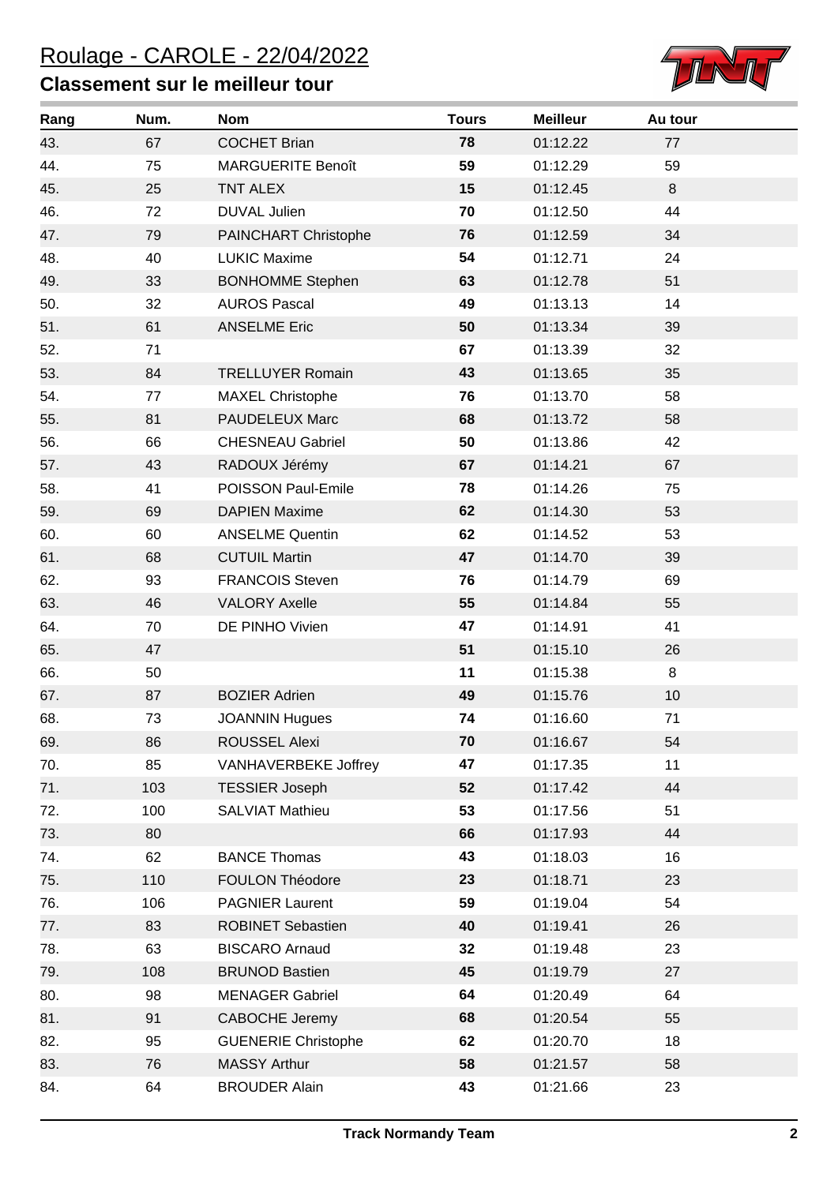# Roulage - CAROLE - 22/04/2022

## Classement sur le meilleur tour

| Rang | Num. | Nom | Tours | Meilleur | Au tour |
|---|---|---|---|---|---|
| 43. | 67 | COCHET Brian | **78** | 01:12.22 | 77 |
| 44. | 75 | MARGUERITE Benoît | **59** | 01:12.29 | 59 |
| 45. | 25 | TNT ALEX | **15** | 01:12.45 | 8 |
| 46. | 72 | DUVAL Julien | **70** | 01:12.50 | 44 |
| 47. | 79 | PAINCHART Christophe | **76** | 01:12.59 | 34 |
| 48. | 40 | LUKIC Maxime | **54** | 01:12.71 | 24 |
| 49. | 33 | BONHOMME Stephen | **63** | 01:12.78 | 51 |
| 50. | 32 | AUROS Pascal | **49** | 01:13.13 | 14 |
| 51. | 61 | ANSELME Eric | **50** | 01:13.34 | 39 |
| 52. | 71 | | **67** | 01:13.39 | 32 |
| 53. | 84 | TRELLUYER Romain | **43** | 01:13.65 | 35 |
| 54. | 77 | MAXEL Christophe | **76** | 01:13.70 | 58 |
| 55. | 81 | PAUDELEUX Marc | **68** | 01:13.72 | 58 |
| 56. | 66 | CHESNEAU Gabriel | **50** | 01:13.86 | 42 |
| 57. | 43 | RADOUX Jérémy | **67** | 01:14.21 | 67 |
| 58. | 41 | POISSON Paul-Emile | **78** | 01:14.26 | 75 |
| 59. | 69 | DAPIEN Maxime | **62** | 01:14.30 | 53 |
| 60. | 60 | ANSELME Quentin | **62** | 01:14.52 | 53 |
| 61. | 68 | CUTUIL Martin | **47** | 01:14.70 | 39 |
| 62. | 93 | FRANCOIS Steven | **76** | 01:14.79 | 69 |
| 63. | 46 | VALORY Axelle | **55** | 01:14.84 | 55 |
| 64. | 70 | DE PINHO Vivien | **47** | 01:14.91 | 41 |
| 65. | 47 | | **51** | 01:15.10 | 26 |
| 66. | 50 | | **11** | 01:15.38 | 8 |
| 67. | 87 | BOZIER Adrien | **49** | 01:15.76 | 10 |
| 68. | 73 | JOANNIN Hugues | **74** | 01:16.60 | 71 |
| 69. | 86 | ROUSSEL Alexi | **70** | 01:16.67 | 54 |
| 70. | 85 | VANHAVERBEKE Joffrey | **47** | 01:17.35 | 11 |
| 71. | 103 | TESSIER Joseph | **52** | 01:17.42 | 44 |
| 72. | 100 | SALVIAT Mathieu | **53** | 01:17.56 | 51 |
| 73. | 80 | | **66** | 01:17.93 | 44 |
| 74. | 62 | BANCE Thomas | **43** | 01:18.03 | 16 |
| 75. | 110 | FOULON Théodore | **23** | 01:18.71 | 23 |
| 76. | 106 | PAGNIER Laurent | **59** | 01:19.04 | 54 |
| 77. | 83 | ROBINET Sebastien | **40** | 01:19.41 | 26 |
| 78. | 63 | BISCARO Arnaud | **32** | 01:19.48 | 23 |
| 79. | 108 | BRUNOD Bastien | **45** | 01:19.79 | 27 |
| 80. | 98 | MENAGER Gabriel | **64** | 01:20.49 | 64 |
| 81. | 91 | CABOCHE Jeremy | **68** | 01:20.54 | 55 |
| 82. | 95 | GUENERIE Christophe | **62** | 01:20.70 | 18 |
| 83. | 76 | MASSY Arthur | **58** | 01:21.57 | 58 |
| 84. | 64 | BROUDER Alain | **43** | 01:21.66 | 23 |

**Track Normandy Team**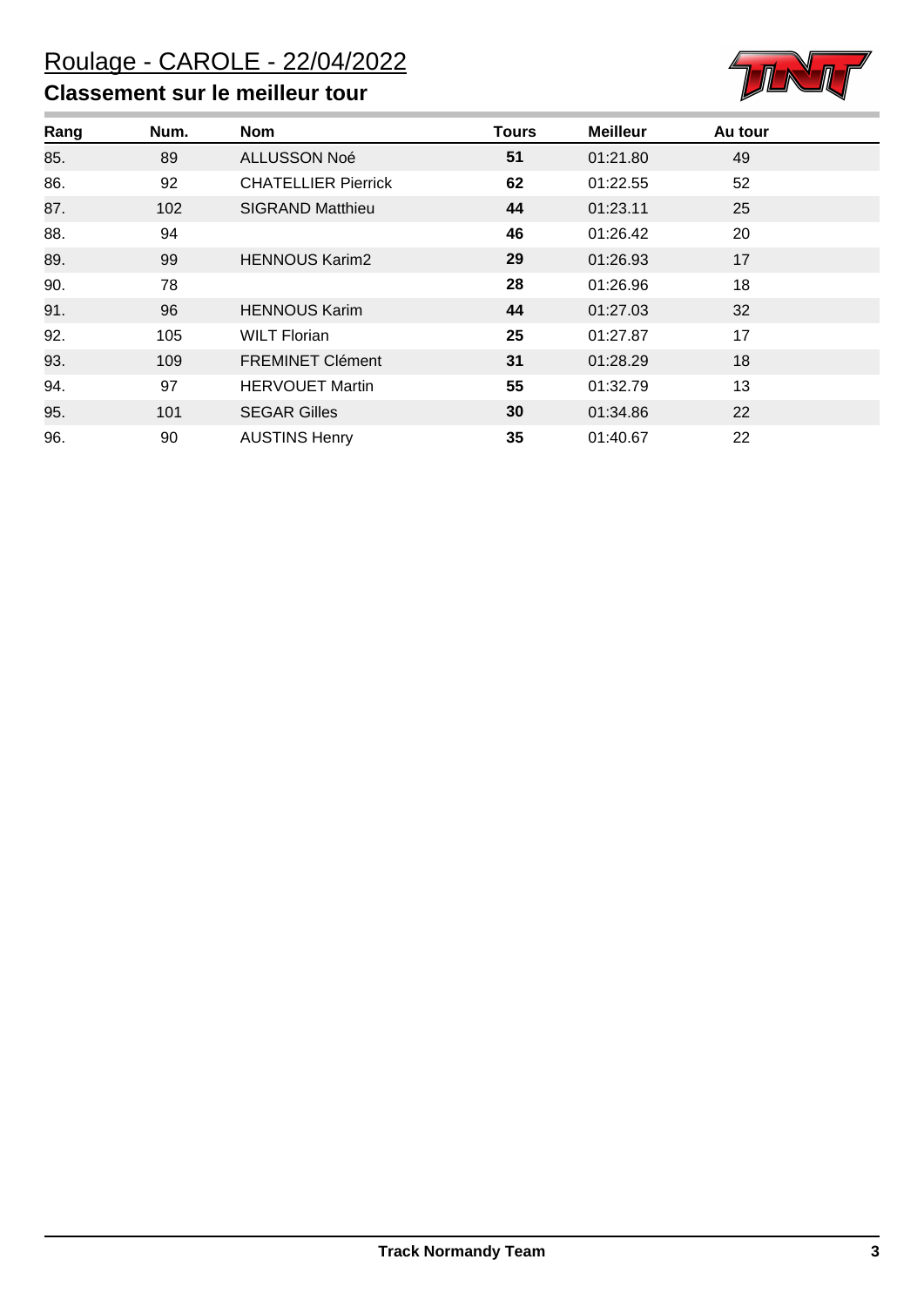# Roulage - CAROLE - 22/04/2022

## Classement sur le meilleur tour

| Rang | Num. | Nom | Tours | Meilleur | Au tour |
|---|---|---|---|---|---|
| 85. | 89 | ALLUSSON Noé | **51** | 01:21.80 | 49 |
| 86. | 92 | CHATELLIER Pierrick | **62** | 01:22.55 | 52 |
| 87. | 102 | SIGRAND Matthieu | **44** | 01:23.11 | 25 |
| 88. | 94 | | **46** | 01:26.42 | 20 |
| 89. | 99 | HENNOUS Karim2 | **29** | 01:26.93 | 17 |
| 90. | 78 | | **28** | 01:26.96 | 18 |
| 91. | 96 | HENNOUS Karim | **44** | 01:27.03 | 32 |
| 92. | 105 | WILT Florian | **25** | 01:27.87 | 17 |
| 93. | 109 | FREMINET Clément | **31** | 01:28.29 | 18 |
| 94. | 97 | HERVOUET Martin | **55** | 01:32.79 | 13 |
| 95. | 101 | SEGAR Gilles | **30** | 01:34.86 | 22 |
| 96. | 90 | AUSTINS Henry | **35** | 01:40.67 | 22 |

**Track Normandy Team**